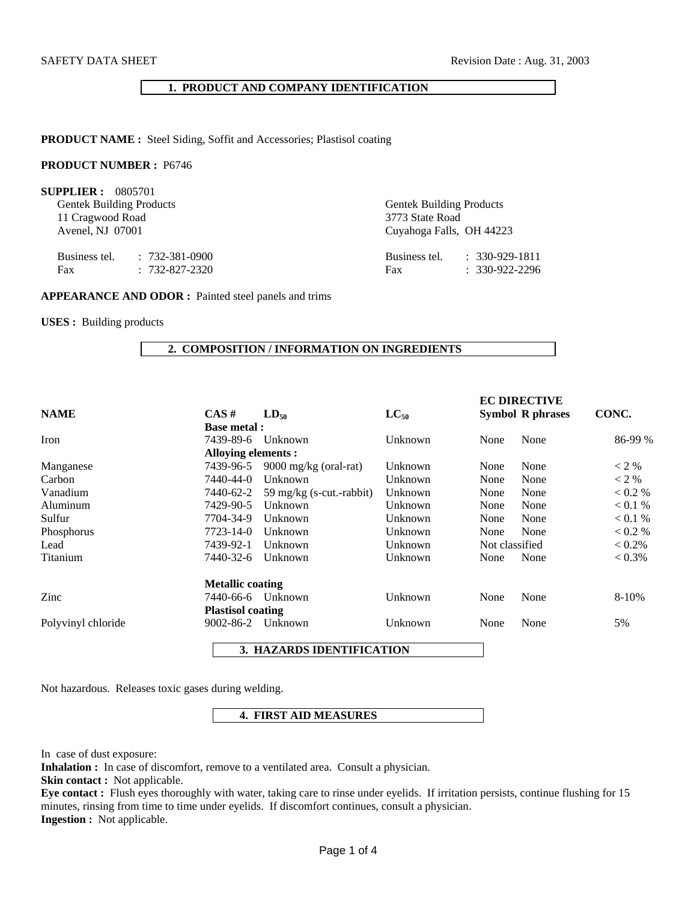SAFETY DATA SHEET Revision Date : Aug. 31, 2003

## 1. PRODUCT AND COMPANY IDENTIFICATION

**PRODUCT NAME :** Steel Siding, Soffit and Accessories; Plastisol coating

**PRODUCT NUMBER :** P6746

**SUPPLIER :** 0805701

Gentek Building Products
11 Cragwood Road
Avenel, NJ 07001

Business tel. : 732-381-0900
Fax : 732-827-2320

Gentek Building Products
3773 State Road
Cuyahoga Falls, OH 44223

Business tel. : 330-929-1811
Fax : 330-922-2296

**APPEARANCE AND ODOR :** Painted steel panels and trims

**USES :** Building products

## 2. COMPOSITION / INFORMATION ON INGREDIENTS

| NAME | CAS # | $LD_{50}$ | $LC_{50}$ | EC DIRECTIVE Symbol | R phrases | CONC. |
|---|---|---|---|---|---|---|
| | **Base metal :** | | | | | |
| Iron | 7439-89-6 | Unknown | Unknown | None | None | 86-99 % |
| | **Alloying elements :** | | | | | |
| Manganese | 7439-96-5 | 9000 mg/kg (oral-rat) | Unknown | None | None | < 2 % |
| Carbon | 7440-44-0 | Unknown | Unknown | None | None | < 2 % |
| Vanadium | 7440-62-2 | 59 mg/kg (s-cut.-rabbit) | Unknown | None | None | < 0.2 % |
| Aluminum | 7429-90-5 | Unknown | Unknown | None | None | < 0.1 % |
| Sulfur | 7704-34-9 | Unknown | Unknown | None | None | < 0.1 % |
| Phosphorus | 7723-14-0 | Unknown | Unknown | None | None | < 0.2 % |
| Lead | 7439-92-1 | Unknown | Unknown | Not classified | | < 0.2% |
| Titanium | 7440-32-6 | Unknown | Unknown | None | None | < 0.3% |
| | **Metallic coating** | | | | | |
| Zinc | 7440-66-6 | Unknown | Unknown | None | None | 8-10% |
| | **Plastisol coating** | | | | | |
| Polyvinyl chloride | 9002-86-2 | Unknown | Unknown | None | None | 5% |

## 3. HAZARDS IDENTIFICATION

Not hazardous. Releases toxic gases during welding.

## 4. FIRST AID MEASURES

In case of dust exposure:

**Inhalation :** In case of discomfort, remove to a ventilated area. Consult a physician.

**Skin contact :** Not applicable.

**Eye contact :** Flush eyes thoroughly with water, taking care to rinse under eyelids. If irritation persists, continue flushing for 15 minutes, rinsing from time to time under eyelids. If discomfort continues, consult a physician.

**Ingestion :** Not applicable.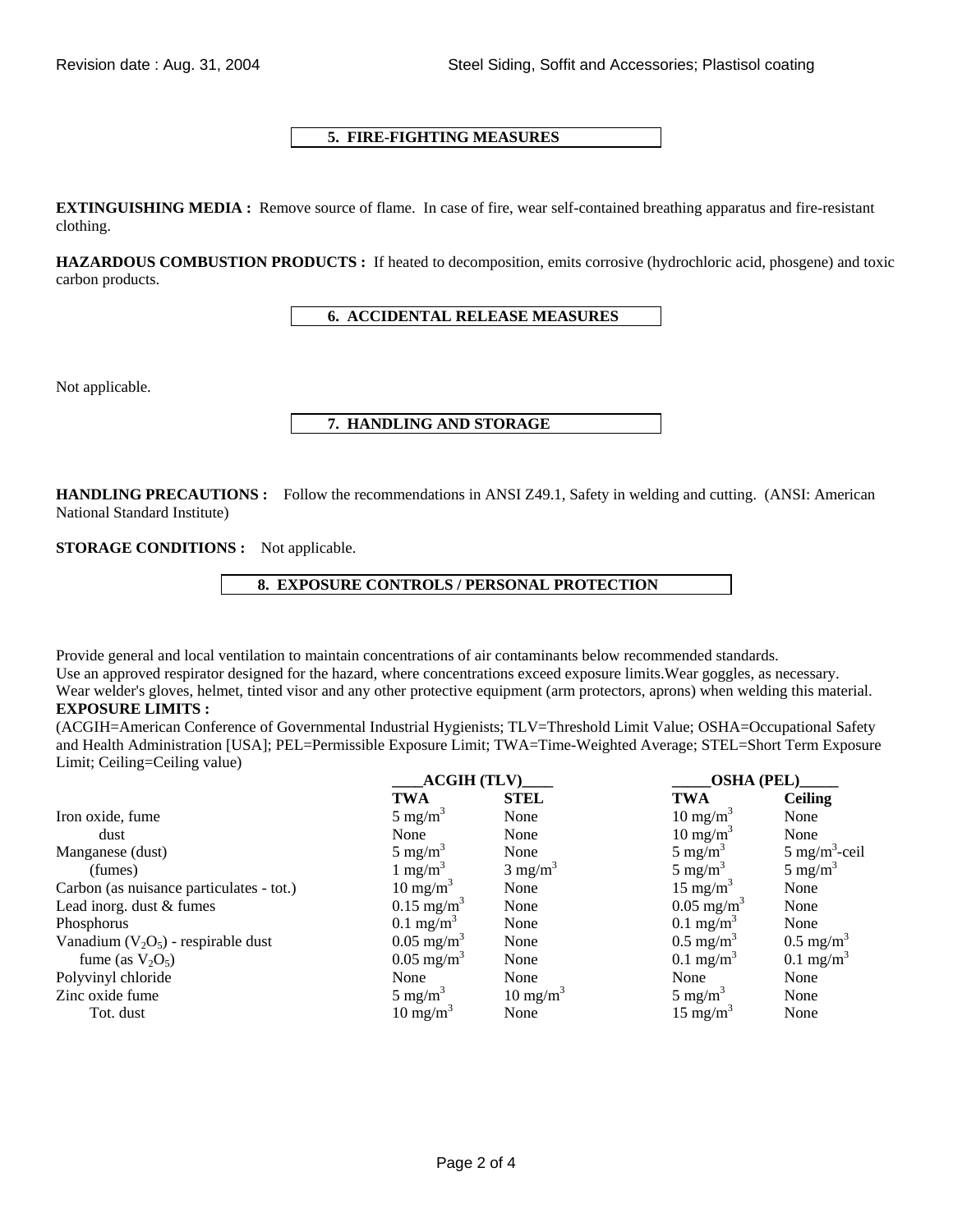## 5. FIRE-FIGHTING MEASURES

**EXTINGUISHING MEDIA :** Remove source of flame. In case of fire, wear self-contained breathing apparatus and fire-resistant clothing.

**HAZARDOUS COMBUSTION PRODUCTS :** If heated to decomposition, emits corrosive (hydrochloric acid, phosgene) and toxic carbon products.

## 6. ACCIDENTAL RELEASE MEASURES

Not applicable.

## 7. HANDLING AND STORAGE

**HANDLING PRECAUTIONS :** Follow the recommendations in ANSI Z49.1, Safety in welding and cutting. (ANSI: American National Standard Institute)

**STORAGE CONDITIONS :** Not applicable.

## 8. EXPOSURE CONTROLS / PERSONAL PROTECTION

Provide general and local ventilation to maintain concentrations of air contaminants below recommended standards.
Use an approved respirator designed for the hazard, where concentrations exceed exposure limits.Wear goggles, as necessary.
Wear welder's gloves, helmet, tinted visor and any other protective equipment (arm protectors, aprons) when welding this material.

**EXPOSURE LIMITS :**

(ACGIH=American Conference of Governmental Industrial Hygienists; TLV=Threshold Limit Value; OSHA=Occupational Safety and Health Administration [USA]; PEL=Permissible Exposure Limit; TWA=Time-Weighted Average; STEL=Short Term Exposure Limit; Ceiling=Ceiling value)

| | ACGIH (TLV) | | OSHA (PEL) | |
|---|---|---|---|---|
| | **TWA** | **STEL** | **TWA** | **Ceiling** |
| Iron oxide, fume | 5 mg/m$^3$ | None | 10 mg/m$^3$ | None |
| dust | None | None | 10 mg/m$^3$ | None |
| Manganese (dust) | 5 mg/m$^3$ | None | 5 mg/m$^3$ | 5 mg/m$^3$-ceil |
| (fumes) | 1 mg/m$^3$ | 3 mg/m$^3$ | 5 mg/m$^3$ | 5 mg/m$^3$ |
| Carbon (as nuisance particulates - tot.) | 10 mg/m$^3$ | None | 15 mg/m$^3$ | None |
| Lead inorg. dust & fumes | 0.15 mg/m$^3$ | None | 0.05 mg/m$^3$ | None |
| Phosphorus | 0.1 mg/m$^3$ | None | 0.1 mg/m$^3$ | None |
| Vanadium ($V_2O_5$) - respirable dust | 0.05 mg/m$^3$ | None | 0.5 mg/m$^3$ | 0.5 mg/m$^3$ |
| fume (as $V_2O_5$) | 0.05 mg/m$^3$ | None | 0.1 mg/m$^3$ | 0.1 mg/m$^3$ |
| Polyvinyl chloride | None | None | None | None |
| Zinc oxide fume | 5 mg/m$^3$ | 10 mg/m$^3$ | 5 mg/m$^3$ | None |
| Tot. dust | 10 mg/m$^3$ | None | 15 mg/m$^3$ | None |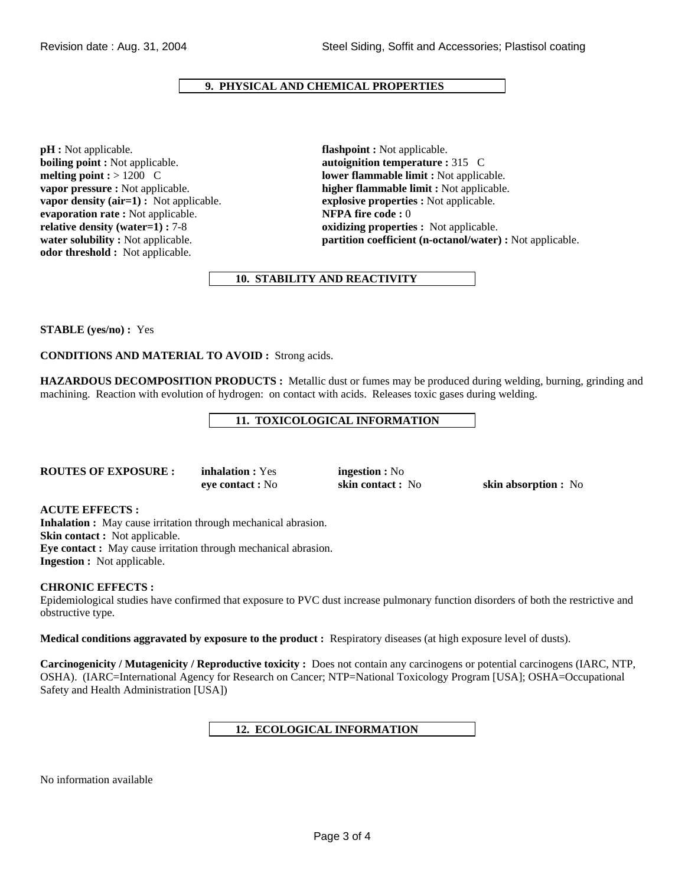## 9. PHYSICAL AND CHEMICAL PROPERTIES

**pH :** Not applicable.
**boiling point :** Not applicable.
**melting point :** > 1200 C
**vapor pressure :** Not applicable.
**vapor density (air=1) :** Not applicable.
**evaporation rate :** Not applicable.
**relative density (water=1) :** 7-8
**water solubility :** Not applicable.
**odor threshold :** Not applicable.

**flashpoint :** Not applicable.
**autoignition temperature :** 315 C
**lower flammable limit :** Not applicable.
**higher flammable limit :** Not applicable.
**explosive properties :** Not applicable.
**NFPA fire code :** 0
**oxidizing properties :** Not applicable.
**partition coefficient (n-octanol/water) :** Not applicable.

## 10. STABILITY AND REACTIVITY

**STABLE (yes/no) :** Yes

**CONDITIONS AND MATERIAL TO AVOID :** Strong acids.

**HAZARDOUS DECOMPOSITION PRODUCTS :** Metallic dust or fumes may be produced during welding, burning, grinding and machining. Reaction with evolution of hydrogen: on contact with acids. Releases toxic gases during welding.

## 11. TOXICOLOGICAL INFORMATION

**ROUTES OF EXPOSURE :** **inhalation :** Yes **ingestion :** No **eye contact :** No **skin contact :** No **skin absorption :** No

**ACUTE EFFECTS :**
**Inhalation :** May cause irritation through mechanical abrasion.
**Skin contact :** Not applicable.
**Eye contact :** May cause irritation through mechanical abrasion.
**Ingestion :** Not applicable.

**CHRONIC EFFECTS :**
Epidemiological studies have confirmed that exposure to PVC dust increase pulmonary function disorders of both the restrictive and obstructive type.

**Medical conditions aggravated by exposure to the product :** Respiratory diseases (at high exposure level of dusts).

**Carcinogenicity / Mutagenicity / Reproductive toxicity :** Does not contain any carcinogens or potential carcinogens (IARC, NTP, OSHA). (IARC=International Agency for Research on Cancer; NTP=National Toxicology Program [USA]; OSHA=Occupational Safety and Health Administration [USA])

## 12. ECOLOGICAL INFORMATION

No information available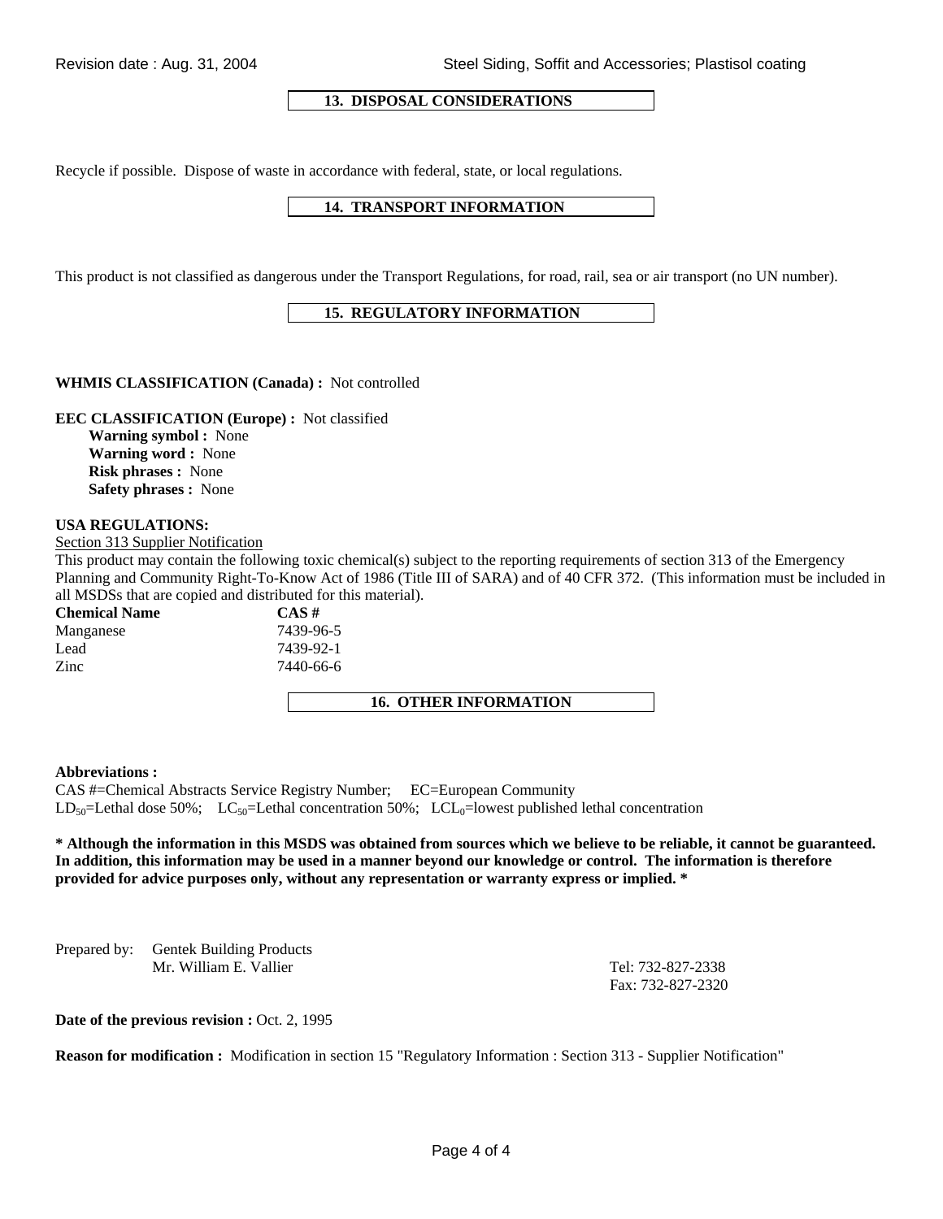## 13. DISPOSAL CONSIDERATIONS

Recycle if possible. Dispose of waste in accordance with federal, state, or local regulations.

## 14. TRANSPORT INFORMATION

This product is not classified as dangerous under the Transport Regulations, for road, rail, sea or air transport (no UN number).

## 15. REGULATORY INFORMATION

**WHMIS CLASSIFICATION (Canada) :** Not controlled

**EEC CLASSIFICATION (Europe) :** Not classified
- **Warning symbol :** None
- **Warning word :** None
- **Risk phrases :** None
- **Safety phrases :** None

**USA REGULATIONS:**

Section 313 Supplier Notification

This product may contain the following toxic chemical(s) subject to the reporting requirements of section 313 of the Emergency Planning and Community Right-To-Know Act of 1986 (Title III of SARA) and of 40 CFR 372. (This information must be included in all MSDSs that are copied and distributed for this material).

| Chemical Name | CAS # |
|---|---|
| Manganese | 7439-96-5 |
| Lead | 7439-92-1 |
| Zinc | 7440-66-6 |

## 16. OTHER INFORMATION

**Abbreviations :**

CAS #=Chemical Abstracts Service Registry Number; EC=European Community
$LD_{50}$=Lethal dose 50%; $LC_{50}$=Lethal concentration 50%; $LCL_0$=lowest published lethal concentration

**\* Although the information in this MSDS was obtained from sources which we believe to be reliable, it cannot be guaranteed. In addition, this information may be used in a manner beyond our knowledge or control. The information is therefore provided for advice purposes only, without any representation or warranty express or implied. \***

Prepared by: Gentek Building Products
Mr. William E. Vallier

Tel: 732-827-2338
Fax: 732-827-2320

**Date of the previous revision :** Oct. 2, 1995

**Reason for modification :** Modification in section 15 "Regulatory Information : Section 313 - Supplier Notification"